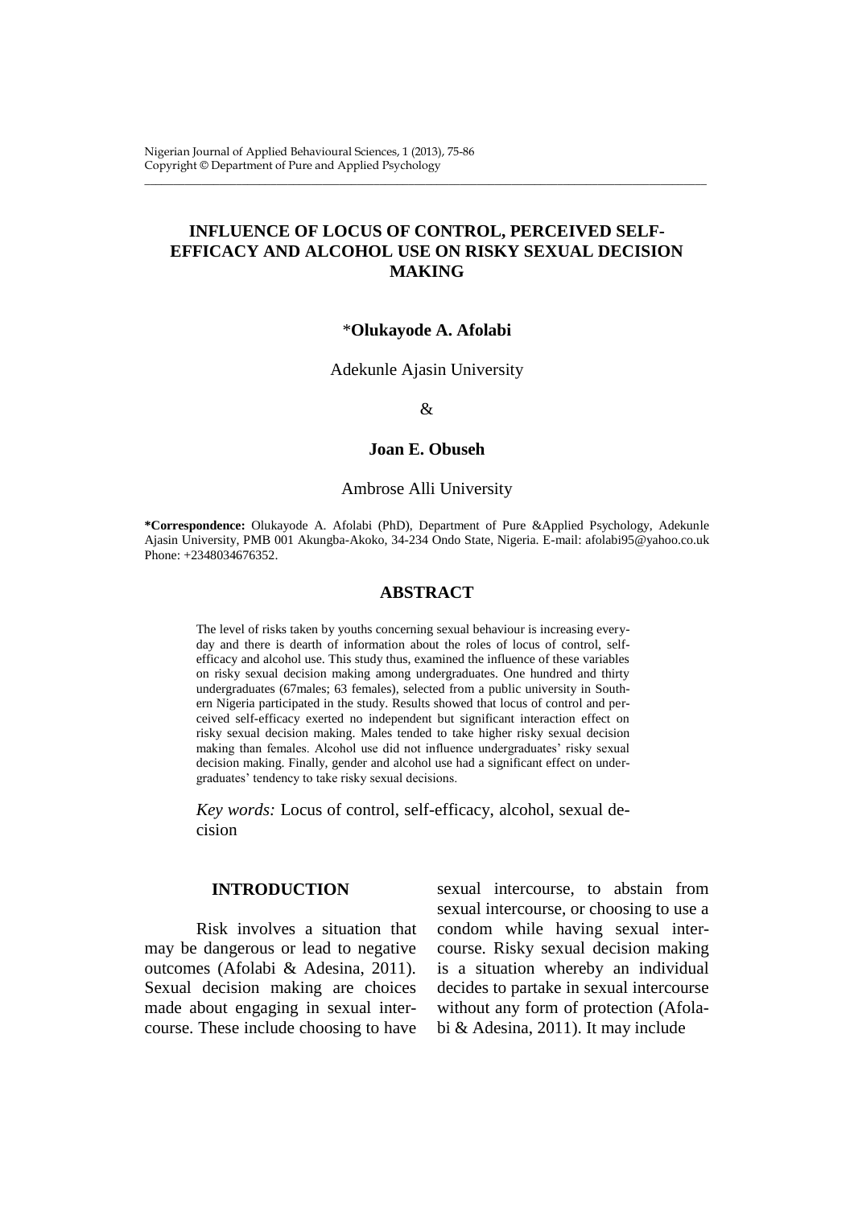# INFLUENCE OF LOCUS OF CONTROL, PERCEIVED SELF-EFFICACY AND ALCOHOL USE ON RISKY SEXUAL DECISION MAKING

*Olukayode A. Afolabi

Adekunle Ajasin University

&

**Joan E. Obuseh**

Ambrose Alli University

**\*Correspondence:** Olukayode A. Afolabi (PhD), Department of Pure &Applied Psychology, Adekunle Ajasin University, PMB 001 Akungba-Akoko, 34-234 Ondo State, Nigeria. E-mail: afolabi95@yahoo.co.uk Phone: +2348034676352.

## ABSTRACT

The level of risks taken by youths concerning sexual behaviour is increasing everyday and there is dearth of information about the roles of locus of control, self-efficacy and alcohol use. This study thus, examined the influence of these variables on risky sexual decision making among undergraduates. One hundred and thirty undergraduates (67males; 63 females), selected from a public university in Southern Nigeria participated in the study. Results showed that locus of control and perceived self-efficacy exerted no independent but significant interaction effect on risky sexual decision making. Males tended to take higher risky sexual decision making than females. Alcohol use did not influence undergraduates' risky sexual decision making. Finally, gender and alcohol use had a significant effect on undergraduates' tendency to take risky sexual decisions.

*Key words:* Locus of control, self-efficacy, alcohol, sexual decision

## INTRODUCTION

Risk involves a situation that may be dangerous or lead to negative outcomes (Afolabi & Adesina, 2011). Sexual decision making are choices made about engaging in sexual intercourse. These include choosing to have sexual intercourse, to abstain from sexual intercourse, or choosing to use a condom while having sexual intercourse. Risky sexual decision making is a situation whereby an individual decides to partake in sexual intercourse without any form of protection (Afolabi & Adesina, 2011). It may include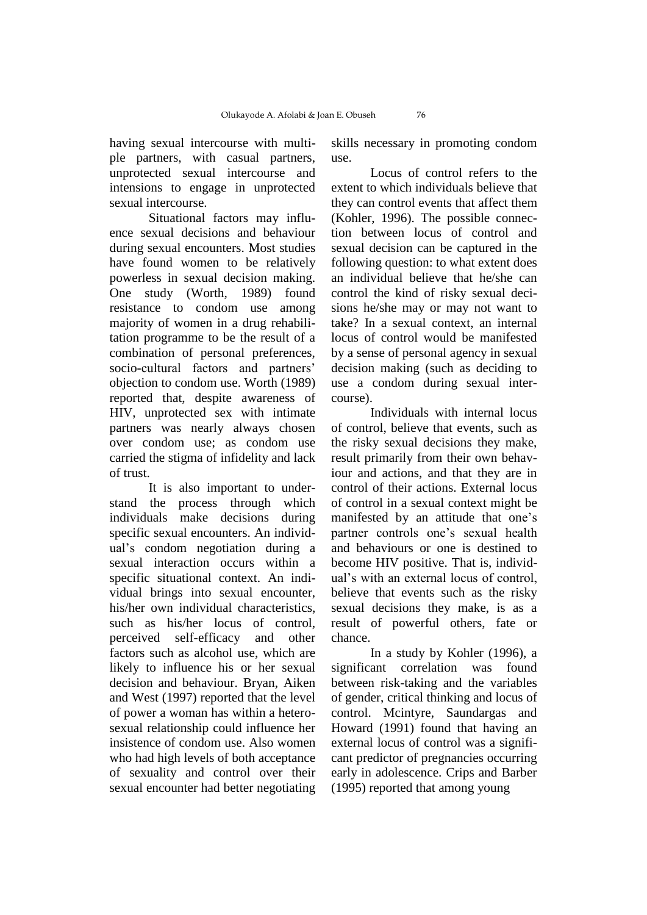having sexual intercourse with multiple partners, with casual partners, unprotected sexual intercourse and intensions to engage in unprotected sexual intercourse.

Situational factors may influence sexual decisions and behaviour during sexual encounters. Most studies have found women to be relatively powerless in sexual decision making. One study (Worth, 1989) found resistance to condom use among majority of women in a drug rehabilitation programme to be the result of a combination of personal preferences, socio-cultural factors and partners' objection to condom use. Worth (1989) reported that, despite awareness of HIV, unprotected sex with intimate partners was nearly always chosen over condom use; as condom use carried the stigma of infidelity and lack of trust.

It is also important to understand the process through which individuals make decisions during specific sexual encounters. An individual's condom negotiation during a sexual interaction occurs within a specific situational context. An individual brings into sexual encounter, his/her own individual characteristics, such as his/her locus of control, perceived self-efficacy and other factors such as alcohol use, which are likely to influence his or her sexual decision and behaviour. Bryan, Aiken and West (1997) reported that the level of power a woman has within a heterosexual relationship could influence her insistence of condom use. Also women who had high levels of both acceptance of sexuality and control over their sexual encounter had better negotiating skills necessary in promoting condom use.

Locus of control refers to the extent to which individuals believe that they can control events that affect them (Kohler, 1996). The possible connection between locus of control and sexual decision can be captured in the following question: to what extent does an individual believe that he/she can control the kind of risky sexual decisions he/she may or may not want to take? In a sexual context, an internal locus of control would be manifested by a sense of personal agency in sexual decision making (such as deciding to use a condom during sexual intercourse).

Individuals with internal locus of control, believe that events, such as the risky sexual decisions they make, result primarily from their own behaviour and actions, and that they are in control of their actions. External locus of control in a sexual context might be manifested by an attitude that one's partner controls one's sexual health and behaviours or one is destined to become HIV positive. That is, individual's with an external locus of control, believe that events such as the risky sexual decisions they make, is as a result of powerful others, fate or chance.

In a study by Kohler (1996), a significant correlation was found between risk-taking and the variables of gender, critical thinking and locus of control. Mcintyre, Saundargas and Howard (1991) found that having an external locus of control was a significant predictor of pregnancies occurring early in adolescence. Crips and Barber (1995) reported that among young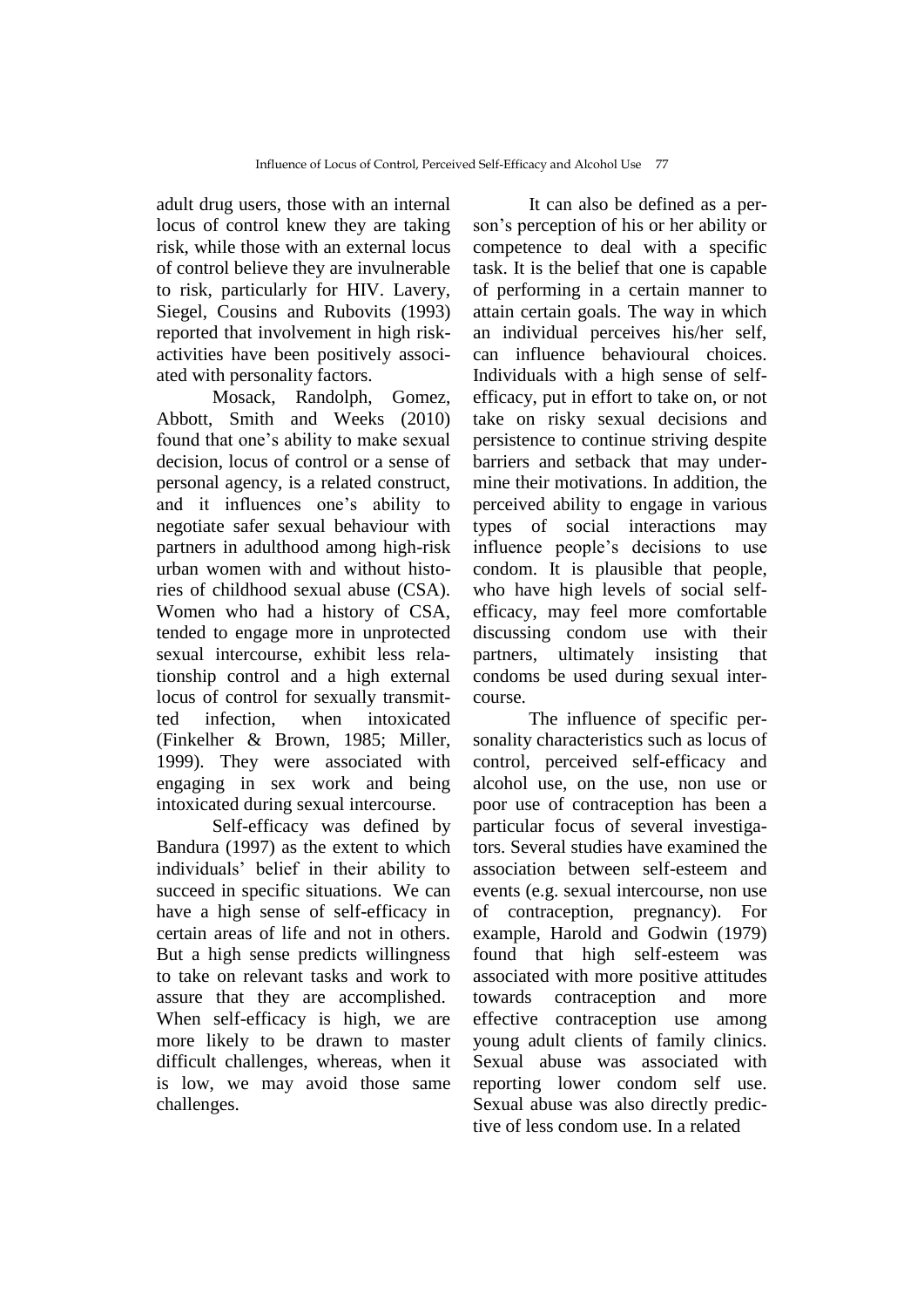adult drug users, those with an internal locus of control knew they are taking risk, while those with an external locus of control believe they are invulnerable to risk, particularly for HIV. Lavery, Siegel, Cousins and Rubovits (1993) reported that involvement in high risk-activities have been positively associated with personality factors.

Mosack, Randolph, Gomez, Abbott, Smith and Weeks (2010) found that one's ability to make sexual decision, locus of control or a sense of personal agency, is a related construct, and it influences one's ability to negotiate safer sexual behaviour with partners in adulthood among high-risk urban women with and without histories of childhood sexual abuse (CSA). Women who had a history of CSA, tended to engage more in unprotected sexual intercourse, exhibit less relationship control and a high external locus of control for sexually transmitted infection, when intoxicated (Finkelher & Brown, 1985; Miller, 1999). They were associated with engaging in sex work and being intoxicated during sexual intercourse.

Self-efficacy was defined by Bandura (1997) as the extent to which individuals' belief in their ability to succeed in specific situations. We can have a high sense of self-efficacy in certain areas of life and not in others. But a high sense predicts willingness to take on relevant tasks and work to assure that they are accomplished. When self-efficacy is high, we are more likely to be drawn to master difficult challenges, whereas, when it is low, we may avoid those same challenges.

It can also be defined as a person's perception of his or her ability or competence to deal with a specific task. It is the belief that one is capable of performing in a certain manner to attain certain goals. The way in which an individual perceives his/her self, can influence behavioural choices. Individuals with a high sense of self-efficacy, put in effort to take on, or not take on risky sexual decisions and persistence to continue striving despite barriers and setback that may undermine their motivations. In addition, the perceived ability to engage in various types of social interactions may influence people's decisions to use condom. It is plausible that people, who have high levels of social self-efficacy, may feel more comfortable discussing condom use with their partners, ultimately insisting that condoms be used during sexual intercourse.

The influence of specific personality characteristics such as locus of control, perceived self-efficacy and alcohol use, on the use, non use or poor use of contraception has been a particular focus of several investigators. Several studies have examined the association between self-esteem and events (e.g. sexual intercourse, non use of contraception, pregnancy). For example, Harold and Godwin (1979) found that high self-esteem was associated with more positive attitudes towards contraception and more effective contraception use among young adult clients of family clinics. Sexual abuse was associated with reporting lower condom self use. Sexual abuse was also directly predictive of less condom use. In a related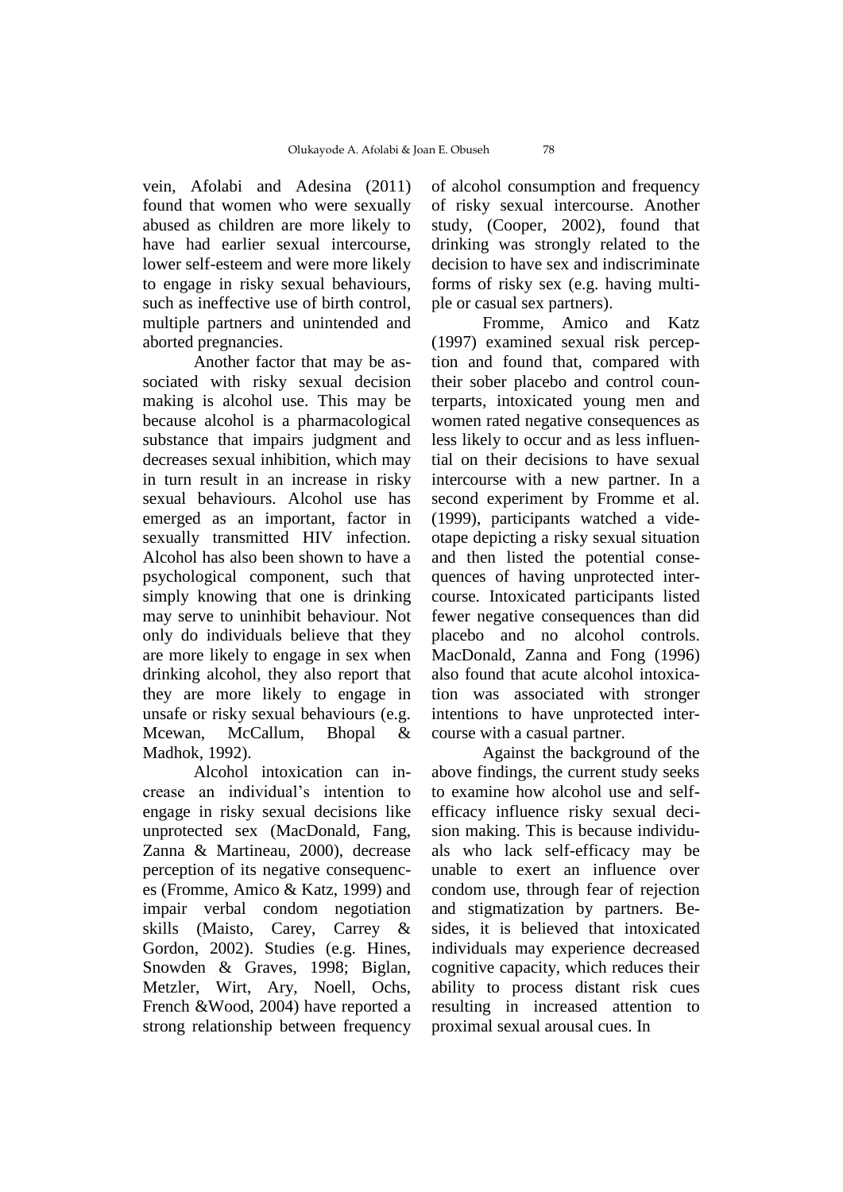vein, Afolabi and Adesina (2011) found that women who were sexually abused as children are more likely to have had earlier sexual intercourse, lower self-esteem and were more likely to engage in risky sexual behaviours, such as ineffective use of birth control, multiple partners and unintended and aborted pregnancies.

Another factor that may be associated with risky sexual decision making is alcohol use. This may be because alcohol is a pharmacological substance that impairs judgment and decreases sexual inhibition, which may in turn result in an increase in risky sexual behaviours. Alcohol use has emerged as an important, factor in sexually transmitted HIV infection. Alcohol has also been shown to have a psychological component, such that simply knowing that one is drinking may serve to uninhibit behaviour. Not only do individuals believe that they are more likely to engage in sex when drinking alcohol, they also report that they are more likely to engage in unsafe or risky sexual behaviours (e.g. Mcewan, McCallum, Bhopal & Madhok, 1992).

Alcohol intoxication can increase an individual's intention to engage in risky sexual decisions like unprotected sex (MacDonald, Fang, Zanna & Martineau, 2000), decrease perception of its negative consequences (Fromme, Amico & Katz, 1999) and impair verbal condom negotiation skills (Maisto, Carey, Carrey & Gordon, 2002). Studies (e.g. Hines, Snowden & Graves, 1998; Biglan, Metzler, Wirt, Ary, Noell, Ochs, French &Wood, 2004) have reported a strong relationship between frequency of alcohol consumption and frequency of risky sexual intercourse. Another study, (Cooper, 2002), found that drinking was strongly related to the decision to have sex and indiscriminate forms of risky sex (e.g. having multiple or casual sex partners).

Fromme, Amico and Katz (1997) examined sexual risk perception and found that, compared with their sober placebo and control counterparts, intoxicated young men and women rated negative consequences as less likely to occur and as less influential on their decisions to have sexual intercourse with a new partner. In a second experiment by Fromme et al. (1999), participants watched a videotape depicting a risky sexual situation and then listed the potential consequences of having unprotected intercourse. Intoxicated participants listed fewer negative consequences than did placebo and no alcohol controls. MacDonald, Zanna and Fong (1996) also found that acute alcohol intoxication was associated with stronger intentions to have unprotected intercourse with a casual partner.

Against the background of the above findings, the current study seeks to examine how alcohol use and self-efficacy influence risky sexual decision making. This is because individuals who lack self-efficacy may be unable to exert an influence over condom use, through fear of rejection and stigmatization by partners. Besides, it is believed that intoxicated individuals may experience decreased cognitive capacity, which reduces their ability to process distant risk cues resulting in increased attention to proximal sexual arousal cues. In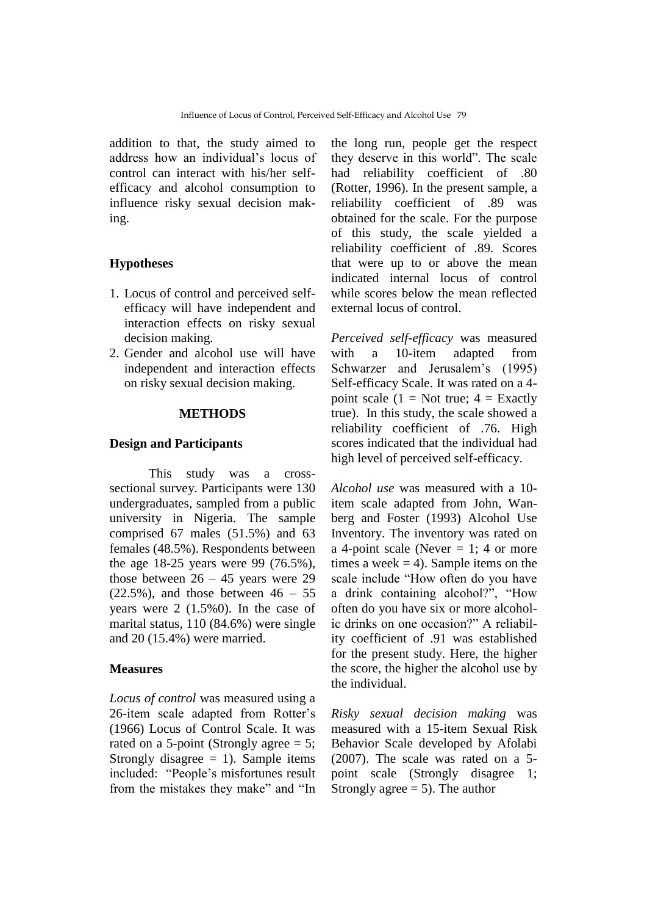addition to that, the study aimed to address how an individual's locus of control can interact with his/her self-efficacy and alcohol consumption to influence risky sexual decision making.

## Hypotheses

1. Locus of control and perceived self-efficacy will have independent and interaction effects on risky sexual decision making.
2. Gender and alcohol use will have independent and interaction effects on risky sexual decision making.

## METHODS

### Design and Participants

This study was a cross-sectional survey. Participants were 130 undergraduates, sampled from a public university in Nigeria. The sample comprised 67 males (51.5%) and 63 females (48.5%). Respondents between the age 18-25 years were 99 (76.5%), those between 26 – 45 years were 29 (22.5%), and those between 46 – 55 years were 2 (1.5%0). In the case of marital status, 110 (84.6%) were single and 20 (15.4%) were married.

### Measures

*Locus of control* was measured using a 26-item scale adapted from Rotter's (1966) Locus of Control Scale. It was rated on a 5-point (Strongly agree = 5; Strongly disagree = 1). Sample items included: "People's misfortunes result from the mistakes they make" and "In the long run, people get the respect they deserve in this world". The scale had reliability coefficient of .80 (Rotter, 1996). In the present sample, a reliability coefficient of .89 was obtained for the scale. For the purpose of this study, the scale yielded a reliability coefficient of .89. Scores that were up to or above the mean indicated internal locus of control while scores below the mean reflected external locus of control.

*Perceived self-efficacy* was measured with a 10-item adapted from Schwarzer and Jerusalem's (1995) Self-efficacy Scale. It was rated on a 4-point scale (1 = Not true; 4 = Exactly true). In this study, the scale showed a reliability coefficient of .76. High scores indicated that the individual had high level of perceived self-efficacy.

*Alcohol use* was measured with a 10-item scale adapted from John, Wanberg and Foster (1993) Alcohol Use Inventory. The inventory was rated on a 4-point scale (Never = 1; 4 or more times a week = 4). Sample items on the scale include "How often do you have a drink containing alcohol?", "How often do you have six or more alcoholic drinks on one occasion?" A reliability coefficient of .91 was established for the present study. Here, the higher the score, the higher the alcohol use by the individual.

*Risky sexual decision making* was measured with a 15-item Sexual Risk Behavior Scale developed by Afolabi (2007). The scale was rated on a 5-point scale (Strongly disagree 1; Strongly agree = 5). The author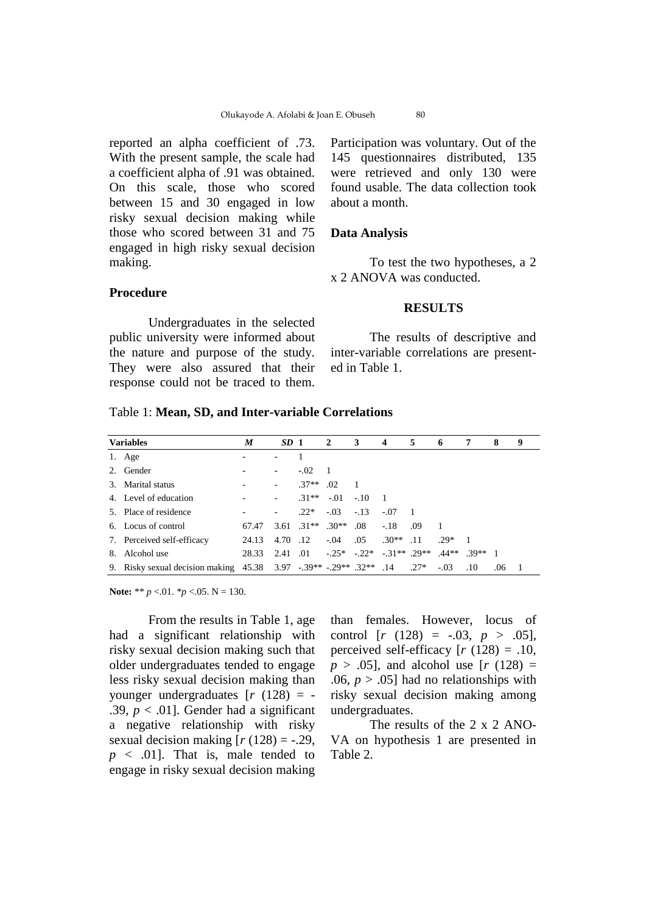reported an alpha coefficient of .73. With the present sample, the scale had a coefficient alpha of .91 was obtained. On this scale, those who scored between 15 and 30 engaged in low risky sexual decision making while those who scored between 31 and 75 engaged in high risky sexual decision making.

### Procedure

Undergraduates in the selected public university were informed about the nature and purpose of the study. They were also assured that their response could not be traced to them. Participation was voluntary. Out of the 145 questionnaires distributed, 135 were retrieved and only 130 were found usable. The data collection took about a month.

### Data Analysis

To test the two hypotheses, a 2 x 2 ANOVA was conducted.

## RESULTS

The results of descriptive and inter-variable correlations are presented in Table 1.

Table 1: **Mean, SD, and Inter-variable Correlations**

| Variables | *M* | *SD* | 1 | 2 | 3 | 4 | 5 | 6 | 7 | 8 | 9 |
|---|---|---|---|---|---|---|---|---|---|---|---|
| 1. Age | - | - | 1 | | | | | | | | |
| 2. Gender | - | - | -.02 | 1 | | | | | | | |
| 3. Marital status | - | - | .37** | .02 | 1 | | | | | | |
| 4. Level of education | - | - | .31** | -.01 | -.10 | 1 | | | | | |
| 5. Place of residence | - | - | .22* | -.03 | -.13 | -.07 | 1 | | | | |
| 6. Locus of control | 67.47 | 3.61 | .31** | .30** | .08 | -.18 | .09 | 1 | | | |
| 7. Perceived self-efficacy | 24.13 | 4.70 | .12 | -.04 | .05 | .30** | .11 | .29* | 1 | | |
| 8. Alcohol use | 28.33 | 2.41 | .01 | -.25* | -.22* | -.31** | .29** | .44** | .39** | 1 | |
| 9. Risky sexual decision making | 45.38 | 3.97 | -.39** | -.29** | .32** | .14 | .27* | -.03 | .10 | .06 | 1 |

**Note:** ** $p < .01$. * $p < .05$. N = 130.

From the results in Table 1, age had a significant relationship with risky sexual decision making such that older undergraduates tended to engage less risky sexual decision making than younger undergraduates [$r$ (128) = -.39, $p < .01$]. Gender had a significant a negative relationship with risky sexual decision making [$r$ (128) = -.29, $p < .01$]. That is, male tended to engage in risky sexual decision making than females. However, locus of control [$r$ (128) = -.03, $p > .05$], perceived self-efficacy [$r$ (128) = .10, $p > .05$], and alcohol use [$r$ (128) = .06, $p > .05$] had no relationships with risky sexual decision making among undergraduates.

The results of the 2 x 2 ANOVA on hypothesis 1 are presented in Table 2.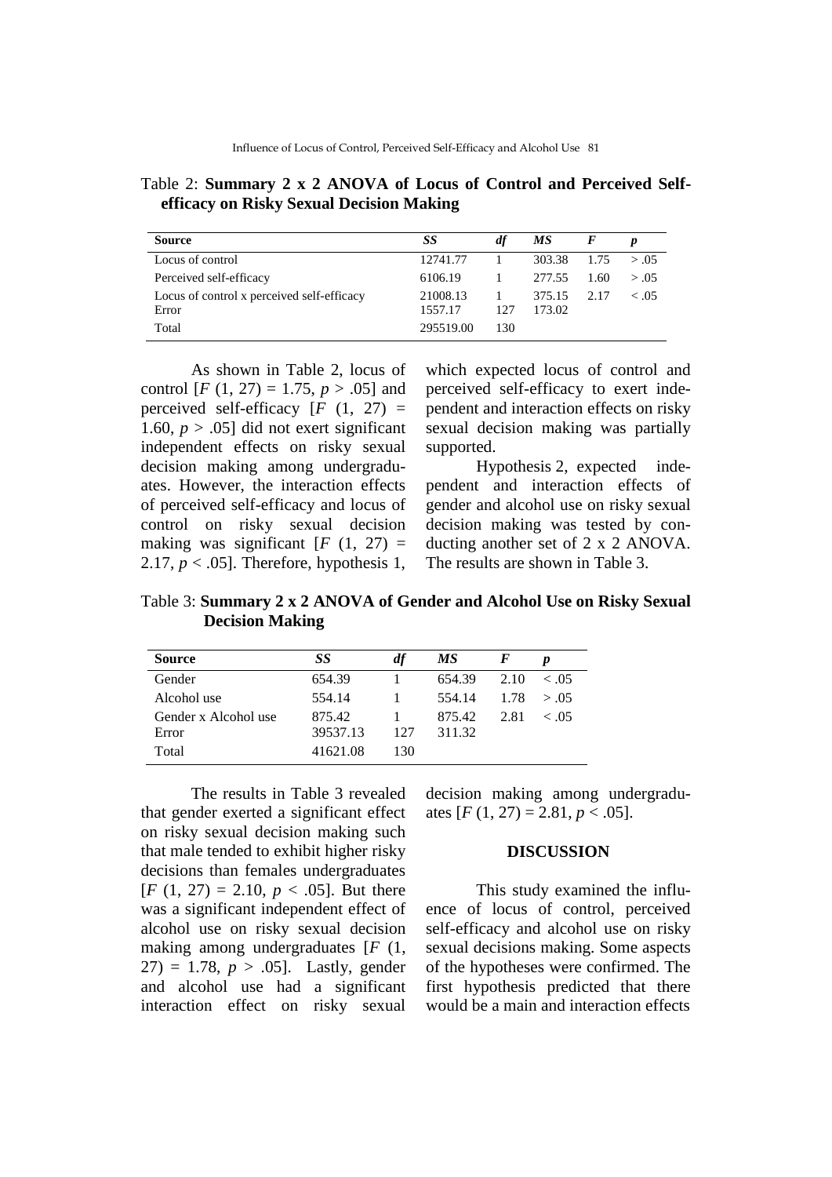Table 2: **Summary 2 x 2 ANOVA of Locus of Control and Perceived Self-efficacy on Risky Sexual Decision Making**

| Source | *SS* | *df* | *MS* | *F* | *p* |
|---|---|---|---|---|---|
| Locus of control | 12741.77 | 1 | 303.38 | 1.75 | > .05 |
| Perceived self-efficacy | 6106.19 | 1 | 277.55 | 1.60 | > .05 |
| Locus of control x perceived self-efficacy | 21008.13 | 1 | 375.15 | 2.17 | < .05 |
| Error | 1557.17 | 127 | 173.02 | | |
| Total | 295519.00 | 130 | | | |

As shown in Table 2, locus of control [$F$ (1, 27) = 1.75, $p > .05$] and perceived self-efficacy [$F$ (1, 27) = 1.60, $p > .05$] did not exert significant independent effects on risky sexual decision making among undergraduates. However, the interaction effects of perceived self-efficacy and locus of control on risky sexual decision making was significant [$F$ (1, 27) = 2.17, $p < .05$]. Therefore, hypothesis 1, which expected locus of control and perceived self-efficacy to exert independent and interaction effects on risky sexual decision making was partially supported.

Hypothesis 2, expected independent and interaction effects of gender and alcohol use on risky sexual decision making was tested by conducting another set of 2 x 2 ANOVA. The results are shown in Table 3.

Table 3: **Summary 2 x 2 ANOVA of Gender and Alcohol Use on Risky Sexual Decision Making**

| Source | *SS* | *df* | *MS* | *F* | *p* |
|---|---|---|---|---|---|
| Gender | 654.39 | 1 | 654.39 | 2.10 | < .05 |
| Alcohol use | 554.14 | 1 | 554.14 | 1.78 | > .05 |
| Gender x Alcohol use | 875.42 | 1 | 875.42 | 2.81 | < .05 |
| Error | 39537.13 | 127 | 311.32 | | |
| Total | 41621.08 | 130 | | | |

The results in Table 3 revealed that gender exerted a significant effect on risky sexual decision making such that male tended to exhibit higher risky decisions than females undergraduates [$F$ (1, 27) = 2.10, $p < .05$]. But there was a significant independent effect of alcohol use on risky sexual decision making among undergraduates [$F$ (1, 27) = 1.78, $p > .05$]. Lastly, gender and alcohol use had a significant interaction effect on risky sexual decision making among undergraduates [$F$ (1, 27) = 2.81, $p < .05$].

## DISCUSSION

This study examined the influence of locus of control, perceived self-efficacy and alcohol use on risky sexual decisions making. Some aspects of the hypotheses were confirmed. The first hypothesis predicted that there would be a main and interaction effects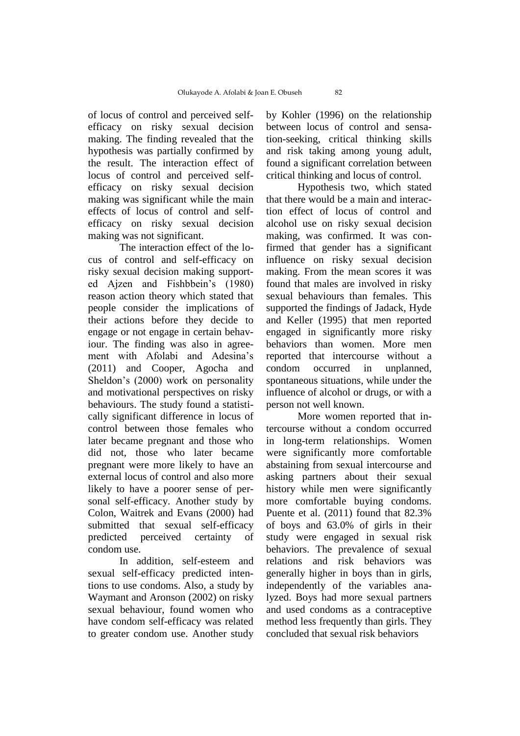of locus of control and perceived self-efficacy on risky sexual decision making. The finding revealed that the hypothesis was partially confirmed by the result. The interaction effect of locus of control and perceived self-efficacy on risky sexual decision making was significant while the main effects of locus of control and self-efficacy on risky sexual decision making was not significant.

The interaction effect of the locus of control and self-efficacy on risky sexual decision making supported Ajzen and Fishbbein's (1980) reason action theory which stated that people consider the implications of their actions before they decide to engage or not engage in certain behaviour. The finding was also in agreement with Afolabi and Adesina's (2011) and Cooper, Agocha and Sheldon's (2000) work on personality and motivational perspectives on risky behaviours. The study found a statistically significant difference in locus of control between those females who later became pregnant and those who did not, those who later became pregnant were more likely to have an external locus of control and also more likely to have a poorer sense of personal self-efficacy. Another study by Colon, Waitrek and Evans (2000) had submitted that sexual self-efficacy predicted perceived certainty of condom use.

In addition, self-esteem and sexual self-efficacy predicted intentions to use condoms. Also, a study by Waymant and Aronson (2002) on risky sexual behaviour, found women who have condom self-efficacy was related to greater condom use. Another study by Kohler (1996) on the relationship between locus of control and sensation-seeking, critical thinking skills and risk taking among young adult, found a significant correlation between critical thinking and locus of control.

Hypothesis two, which stated that there would be a main and interaction effect of locus of control and alcohol use on risky sexual decision making, was confirmed. It was confirmed that gender has a significant influence on risky sexual decision making. From the mean scores it was found that males are involved in risky sexual behaviours than females. This supported the findings of Jadack, Hyde and Keller (1995) that men reported engaged in significantly more risky behaviors than women. More men reported that intercourse without a condom occurred in unplanned, spontaneous situations, while under the influence of alcohol or drugs, or with a person not well known.

More women reported that intercourse without a condom occurred in long-term relationships. Women were significantly more comfortable abstaining from sexual intercourse and asking partners about their sexual history while men were significantly more comfortable buying condoms. Puente et al. (2011) found that 82.3% of boys and 63.0% of girls in their study were engaged in sexual risk behaviors. The prevalence of sexual relations and risk behaviors was generally higher in boys than in girls, independently of the variables analyzed. Boys had more sexual partners and used condoms as a contraceptive method less frequently than girls. They concluded that sexual risk behaviors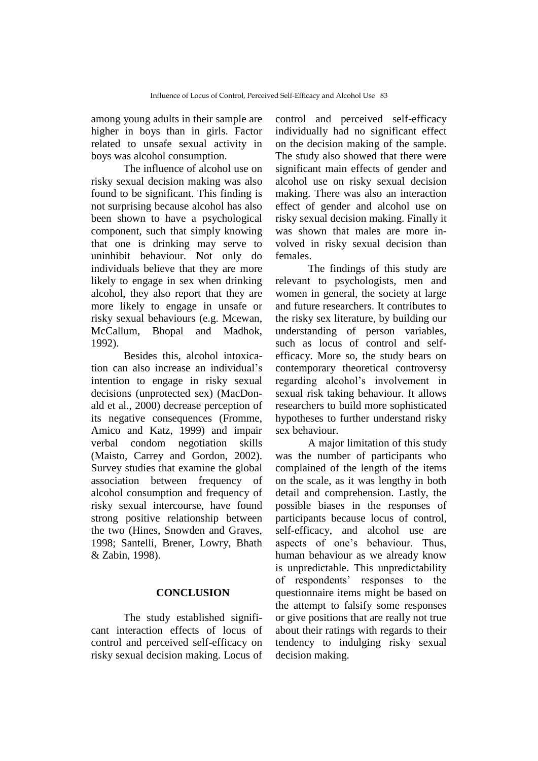among young adults in their sample are higher in boys than in girls. Factor related to unsafe sexual activity in boys was alcohol consumption.

The influence of alcohol use on risky sexual decision making was also found to be significant. This finding is not surprising because alcohol has also been shown to have a psychological component, such that simply knowing that one is drinking may serve to uninhibit behaviour. Not only do individuals believe that they are more likely to engage in sex when drinking alcohol, they also report that they are more likely to engage in unsafe or risky sexual behaviours (e.g. Mcewan, McCallum, Bhopal and Madhok, 1992).

Besides this, alcohol intoxication can also increase an individual's intention to engage in risky sexual decisions (unprotected sex) (MacDonald et al., 2000) decrease perception of its negative consequences (Fromme, Amico and Katz, 1999) and impair verbal condom negotiation skills (Maisto, Carrey and Gordon, 2002). Survey studies that examine the global association between frequency of alcohol consumption and frequency of risky sexual intercourse, have found strong positive relationship between the two (Hines, Snowden and Graves, 1998; Santelli, Brener, Lowry, Bhath & Zabin, 1998).

## CONCLUSION

The study established significant interaction effects of locus of control and perceived self-efficacy on risky sexual decision making. Locus of control and perceived self-efficacy individually had no significant effect on the decision making of the sample. The study also showed that there were significant main effects of gender and alcohol use on risky sexual decision making. There was also an interaction effect of gender and alcohol use on risky sexual decision making. Finally it was shown that males are more involved in risky sexual decision than females.

The findings of this study are relevant to psychologists, men and women in general, the society at large and future researchers. It contributes to the risky sex literature, by building our understanding of person variables, such as locus of control and self-efficacy. More so, the study bears on contemporary theoretical controversy regarding alcohol's involvement in sexual risk taking behaviour. It allows researchers to build more sophisticated hypotheses to further understand risky sex behaviour.

A major limitation of this study was the number of participants who complained of the length of the items on the scale, as it was lengthy in both detail and comprehension. Lastly, the possible biases in the responses of participants because locus of control, self-efficacy, and alcohol use are aspects of one's behaviour. Thus, human behaviour as we already know is unpredictable. This unpredictability of respondents' responses to the questionnaire items might be based on the attempt to falsify some responses or give positions that are really not true about their ratings with regards to their tendency to indulging risky sexual decision making.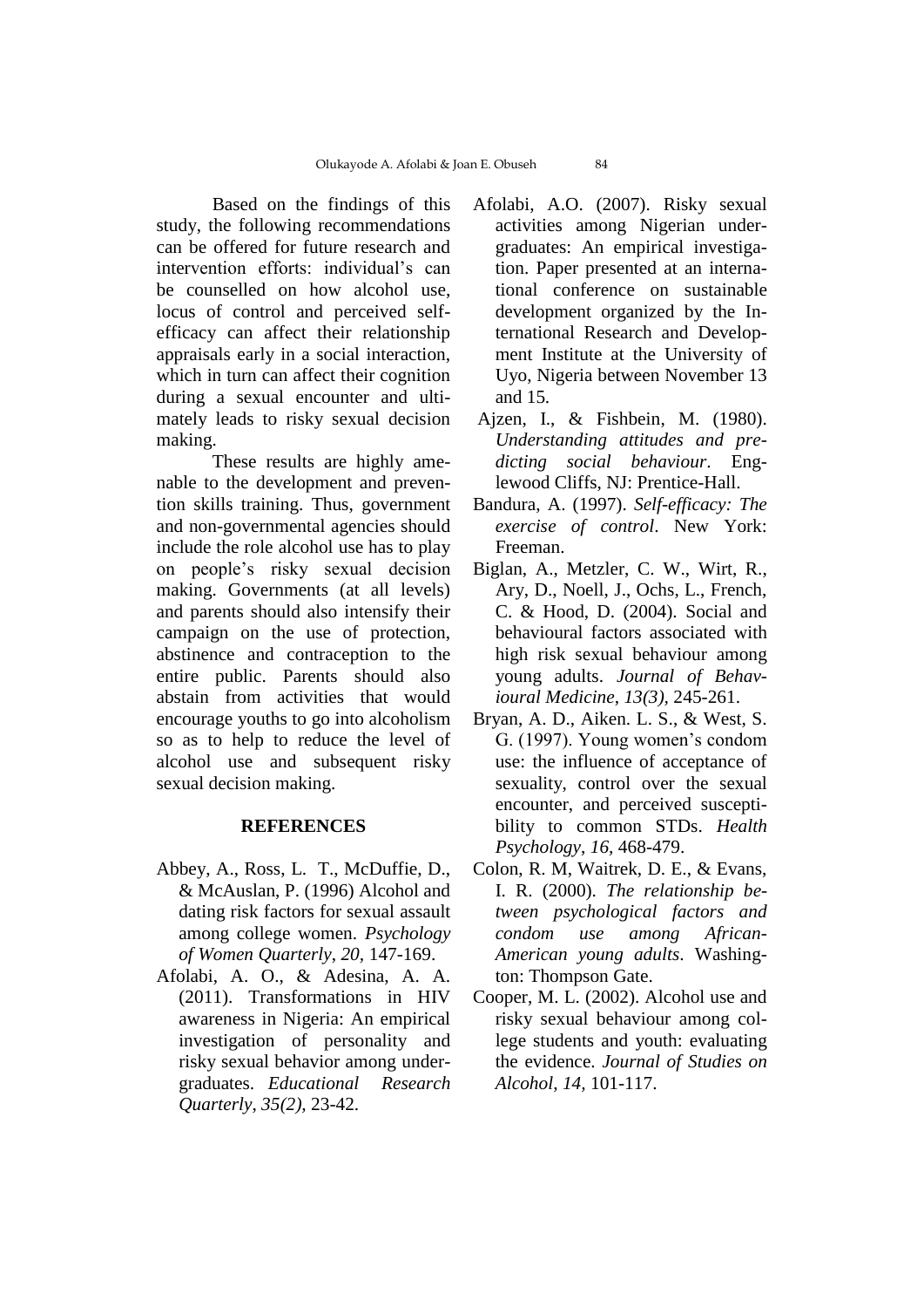Based on the findings of this study, the following recommendations can be offered for future research and intervention efforts: individual's can be counselled on how alcohol use, locus of control and perceived self-efficacy can affect their relationship appraisals early in a social interaction, which in turn can affect their cognition during a sexual encounter and ultimately leads to risky sexual decision making.

These results are highly amenable to the development and prevention skills training. Thus, government and non-governmental agencies should include the role alcohol use has to play on people's risky sexual decision making. Governments (at all levels) and parents should also intensify their campaign on the use of protection, abstinence and contraception to the entire public. Parents should also abstain from activities that would encourage youths to go into alcoholism so as to help to reduce the level of alcohol use and subsequent risky sexual decision making.

## REFERENCES

Abbey, A., Ross, L. T., McDuffie, D., & McAuslan, P. (1996) Alcohol and dating risk factors for sexual assault among college women. *Psychology of Women Quarterly*, *20*, 147-169.

Afolabi, A. O., & Adesina, A. A. (2011). Transformations in HIV awareness in Nigeria: An empirical investigation of personality and risky sexual behavior among undergraduates. *Educational Research Quarterly*, *35(2)*, 23-42.

Afolabi, A.O. (2007). Risky sexual activities among Nigerian undergraduates: An empirical investigation. Paper presented at an international conference on sustainable development organized by the International Research and Development Institute at the University of Uyo, Nigeria between November 13 and 15.

Ajzen, I., & Fishbein, M. (1980). *Understanding attitudes and predicting social behaviour*. Englewood Cliffs, NJ: Prentice-Hall.

Bandura, A. (1997). *Self-efficacy: The exercise of control*. New York: Freeman.

Biglan, A., Metzler, C. W., Wirt, R., Ary, D., Noell, J., Ochs, L., French, C. & Hood, D. (2004). Social and behavioural factors associated with high risk sexual behaviour among young adults. *Journal of Behavioural Medicine*, *13(3)*, 245-261.

Bryan, A. D., Aiken. L. S., & West, S. G. (1997). Young women's condom use: the influence of acceptance of sexuality, control over the sexual encounter, and perceived susceptibility to common STDs. *Health Psychology*, *16*, 468-479.

Colon, R. M, Waitrek, D. E., & Evans, I. R. (2000). *The relationship between psychological factors and condom use among African-American young adults*. Washington: Thompson Gate.

Cooper, M. L. (2002). Alcohol use and risky sexual behaviour among college students and youth: evaluating the evidence. *Journal of Studies on Alcohol*, *14*, 101-117.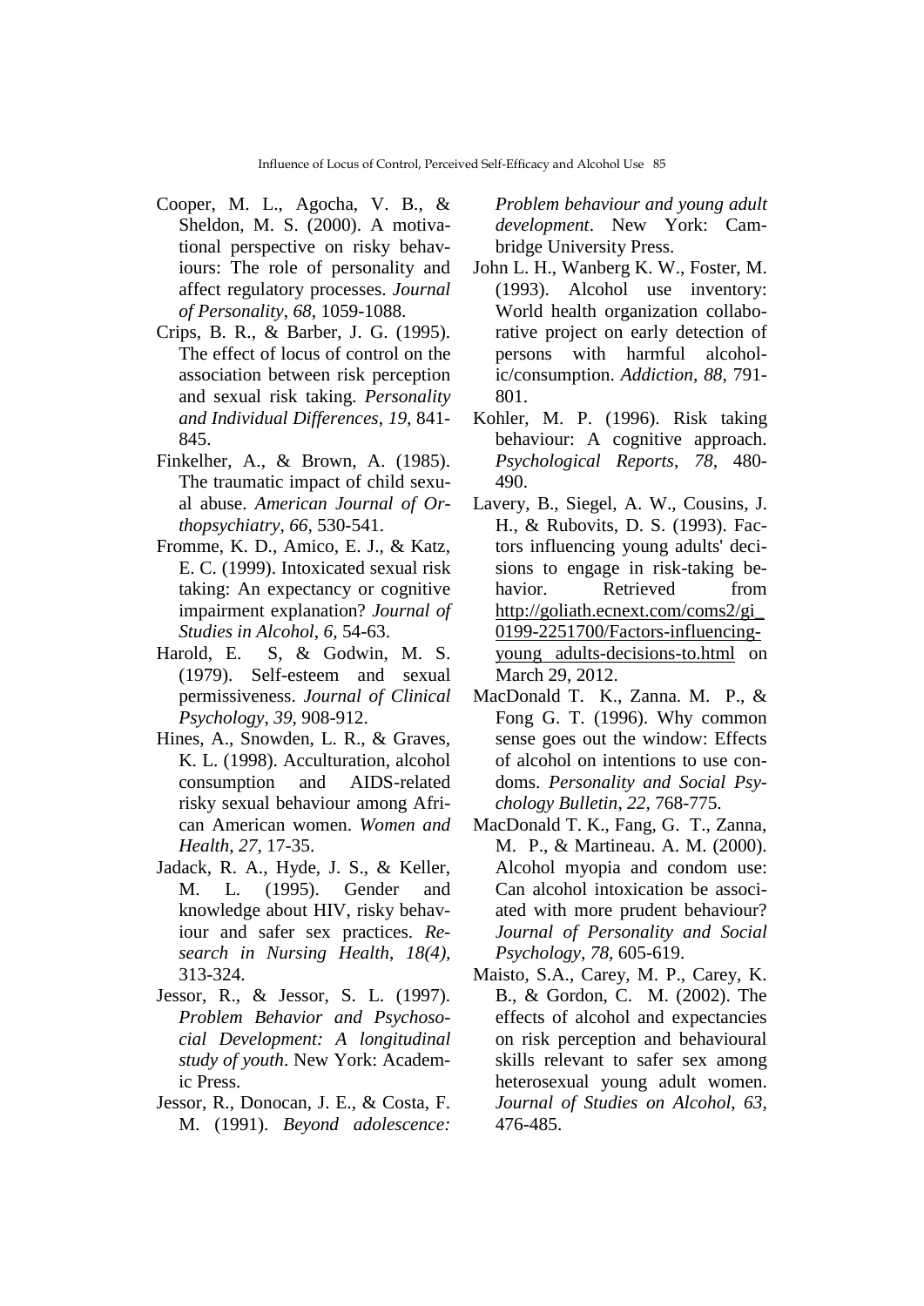Cooper, M. L., Agocha, V. B., & Sheldon, M. S. (2000). A motivational perspective on risky behaviours: The role of personality and affect regulatory processes. *Journal of Personality*, *68*, 1059-1088.

Crips, B. R., & Barber, J. G. (1995). The effect of locus of control on the association between risk perception and sexual risk taking. *Personality and Individual Differences*, *19,* 841-845.

Finkelher, A., & Brown, A. (1985). The traumatic impact of child sexual abuse. *American Journal of Orthopsychiatry*, *66,* 530-541.

Fromme, K. D., Amico, E. J., & Katz, E. C. (1999). Intoxicated sexual risk taking: An expectancy or cognitive impairment explanation? *Journal of Studies in Alcohol*, *6,* 54-63.

Harold, E. S, & Godwin, M. S. (1979). Self-esteem and sexual permissiveness. *Journal of Clinical Psychology*, *39*, 908-912.

Hines, A., Snowden, L. R., & Graves, K. L. (1998). Acculturation, alcohol consumption and AIDS-related risky sexual behaviour among African American women. *Women and Health*, *27,* 17-35.

Jadack, R. A., Hyde, J. S., & Keller, M. L. (1995). Gender and knowledge about HIV, risky behaviour and safer sex practices. *Research in Nursing Health*, *18(4)*, 313-324.

Jessor, R., & Jessor, S. L. (1997). *Problem Behavior and Psychosocial Development: A longitudinal study of youth*. New York: Academic Press.

Jessor, R., Donocan, J. E., & Costa, F. M. (1991). *Beyond adolescence: Problem behaviour and young adult development*. New York: Cambridge University Press.

John L. H., Wanberg K. W., Foster, M. (1993). Alcohol use inventory: World health organization collaborative project on early detection of persons with harmful alcoholic/consumption. *Addiction*, *88,* 791-801.

Kohler, M. P. (1996). Risk taking behaviour: A cognitive approach. *Psychological Reports*, *78,* 480-490.

Lavery, B., Siegel, A. W., Cousins, J. H., & Rubovits, D. S. (1993). Factors influencing young adults' decisions to engage in risk-taking behavior. Retrieved from http://goliath.ecnext.com/coms2/gi_0199-2251700/Factors-influencing-young_adults-decisions-to.html on March 29, 2012.

MacDonald T. K., Zanna. M. P., & Fong G. T. (1996). Why common sense goes out the window: Effects of alcohol on intentions to use condoms. *Personality and Social Psychology Bulletin*, *22*, 768-775.

MacDonald T. K., Fang, G. T., Zanna, M. P., & Martineau. A. M. (2000). Alcohol myopia and condom use: Can alcohol intoxication be associated with more prudent behaviour? *Journal of Personality and Social Psychology*, *78,* 605-619.

Maisto, S.A., Carey, M. P., Carey, K. B., & Gordon, C. M. (2002). The effects of alcohol and expectancies on risk perception and behavioural skills relevant to safer sex among heterosexual young adult women. *Journal of Studies on Alcohol*, *63,* 476-485.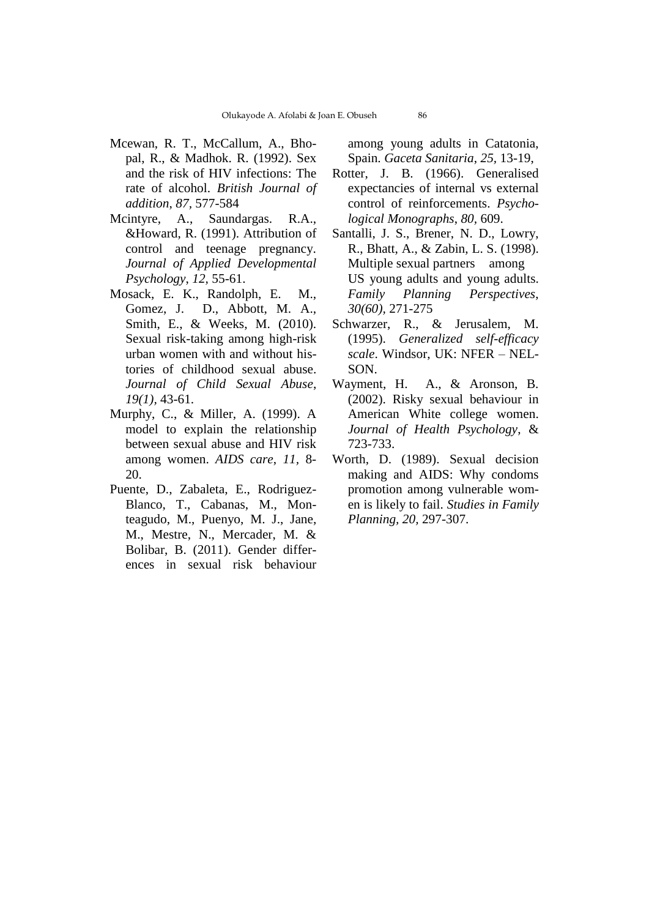Mcewan, R. T., McCallum, A., Bhopal, R., & Madhok. R. (1992). Sex and the risk of HIV infections: The rate of alcohol. *British Journal of addition*, *87*, 577-584

Mcintyre, A., Saundargas. R.A., &Howard, R. (1991). Attribution of control and teenage pregnancy. *Journal of Applied Developmental Psychology*, *12*, 55-61.

Mosack, E. K., Randolph, E. M., Gomez, J. D., Abbott, M. A., Smith, E., & Weeks, M. (2010). Sexual risk-taking among high-risk urban women with and without histories of childhood sexual abuse. *Journal of Child Sexual Abuse*, *19(1)*, 43-61.

Murphy, C., & Miller, A. (1999). A model to explain the relationship between sexual abuse and HIV risk among women. *AIDS care*, *11*, 8-20.

Puente, D., Zabaleta, E., Rodriguez-Blanco, T., Cabanas, M., Monteagudo, M., Puenyo, M. J., Jane, M., Mestre, N., Mercader, M. & Bolibar, B. (2011). Gender differences in sexual risk behaviour among young adults in Catatonia, Spain. *Gaceta Sanitaria*, *25*, 13-19,

Rotter, J. B. (1966). Generalised expectancies of internal vs external control of reinforcements. *Psychological Monographs*, *80*, 609.

Santalli, J. S., Brener, N. D., Lowry, R., Bhatt, A., & Zabin, L. S. (1998). Multiple sexual partners among US young adults and young adults. *Family Planning Perspectives*, *30(60)*, 271-275

Schwarzer, R., & Jerusalem, M. (1995). *Generalized self-efficacy scale*. Windsor, UK: NFER – NELSON.

Wayment, H. A., & Aronson, B. (2002). Risky sexual behaviour in American White college women. *Journal of Health Psychology*, & 723-733.

Worth, D. (1989). Sexual decision making and AIDS: Why condoms promotion among vulnerable women is likely to fail. *Studies in Family Planning*, *20*, 297-307.